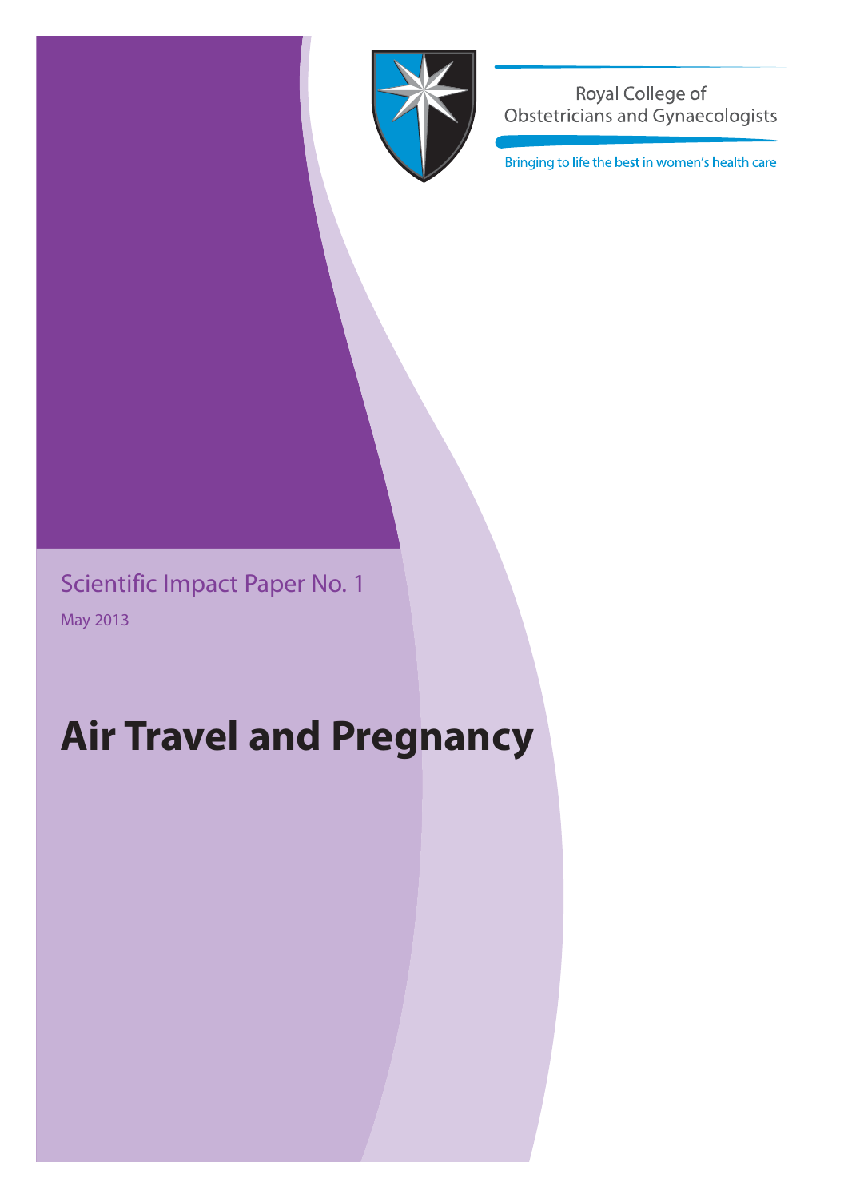Royal College of Obstetricians and Gynaecologists

Bringing to life the best in women's health care

Scientific Impact Paper No. 1

May 2013

# Air Travel and Pregnancy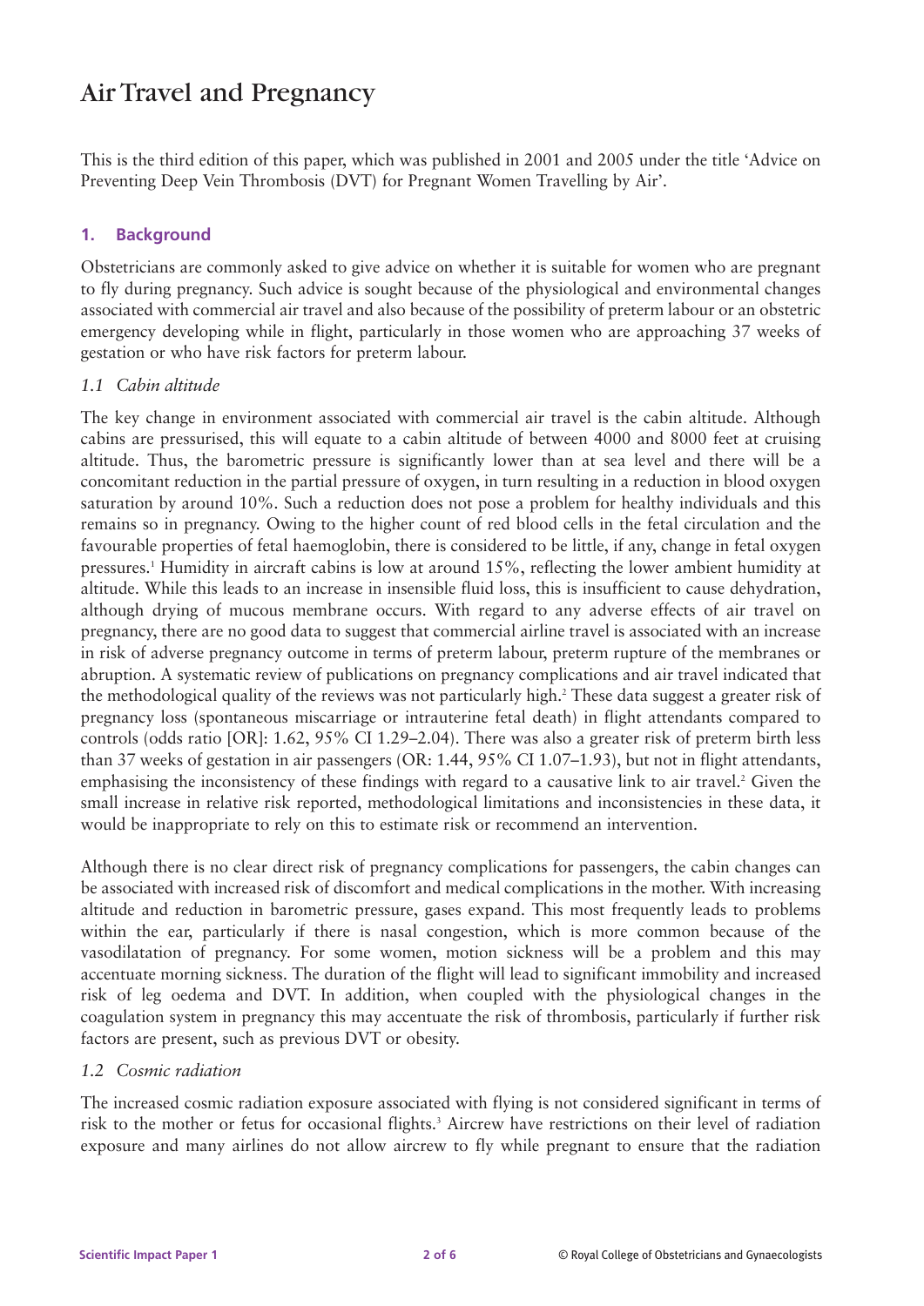# Air Travel and Pregnancy

This is the third edition of this paper, which was published in 2001 and 2005 under the title 'Advice on Preventing Deep Vein Thrombosis (DVT) for Pregnant Women Travelling by Air'.

## 1. Background

Obstetricians are commonly asked to give advice on whether it is suitable for women who are pregnant to fly during pregnancy. Such advice is sought because of the physiological and environmental changes associated with commercial air travel and also because of the possibility of preterm labour or an obstetric emergency developing while in flight, particularly in those women who are approaching 37 weeks of gestation or who have risk factors for preterm labour.

### *1.1 Cabin altitude*

The key change in environment associated with commercial air travel is the cabin altitude. Although cabins are pressurised, this will equate to a cabin altitude of between 4000 and 8000 feet at cruising altitude. Thus, the barometric pressure is significantly lower than at sea level and there will be a concomitant reduction in the partial pressure of oxygen, in turn resulting in a reduction in blood oxygen saturation by around 10%. Such a reduction does not pose a problem for healthy individuals and this remains so in pregnancy. Owing to the higher count of red blood cells in the fetal circulation and the favourable properties of fetal haemoglobin, there is considered to be little, if any, change in fetal oxygen pressures.[1] Humidity in aircraft cabins is low at around 15%, reflecting the lower ambient humidity at altitude. While this leads to an increase in insensible fluid loss, this is insufficient to cause dehydration, although drying of mucous membrane occurs. With regard to any adverse effects of air travel on pregnancy, there are no good data to suggest that commercial airline travel is associated with an increase in risk of adverse pregnancy outcome in terms of preterm labour, preterm rupture of the membranes or abruption. A systematic review of publications on pregnancy complications and air travel indicated that the methodological quality of the reviews was not particularly high.[2] These data suggest a greater risk of pregnancy loss (spontaneous miscarriage or intrauterine fetal death) in flight attendants compared to controls (odds ratio [OR]: 1.62, 95% CI 1.29–2.04). There was also a greater risk of preterm birth less than 37 weeks of gestation in air passengers (OR: 1.44, 95% CI 1.07–1.93), but not in flight attendants, emphasising the inconsistency of these findings with regard to a causative link to air travel.[2] Given the small increase in relative risk reported, methodological limitations and inconsistencies in these data, it would be inappropriate to rely on this to estimate risk or recommend an intervention.

Although there is no clear direct risk of pregnancy complications for passengers, the cabin changes can be associated with increased risk of discomfort and medical complications in the mother. With increasing altitude and reduction in barometric pressure, gases expand. This most frequently leads to problems within the ear, particularly if there is nasal congestion, which is more common because of the vasodilatation of pregnancy. For some women, motion sickness will be a problem and this may accentuate morning sickness. The duration of the flight will lead to significant immobility and increased risk of leg oedema and DVT. In addition, when coupled with the physiological changes in the coagulation system in pregnancy this may accentuate the risk of thrombosis, particularly if further risk factors are present, such as previous DVT or obesity.

### *1.2 Cosmic radiation*

The increased cosmic radiation exposure associated with flying is not considered significant in terms of risk to the mother or fetus for occasional flights.[3] Aircrew have restrictions on their level of radiation exposure and many airlines do not allow aircrew to fly while pregnant to ensure that the radiation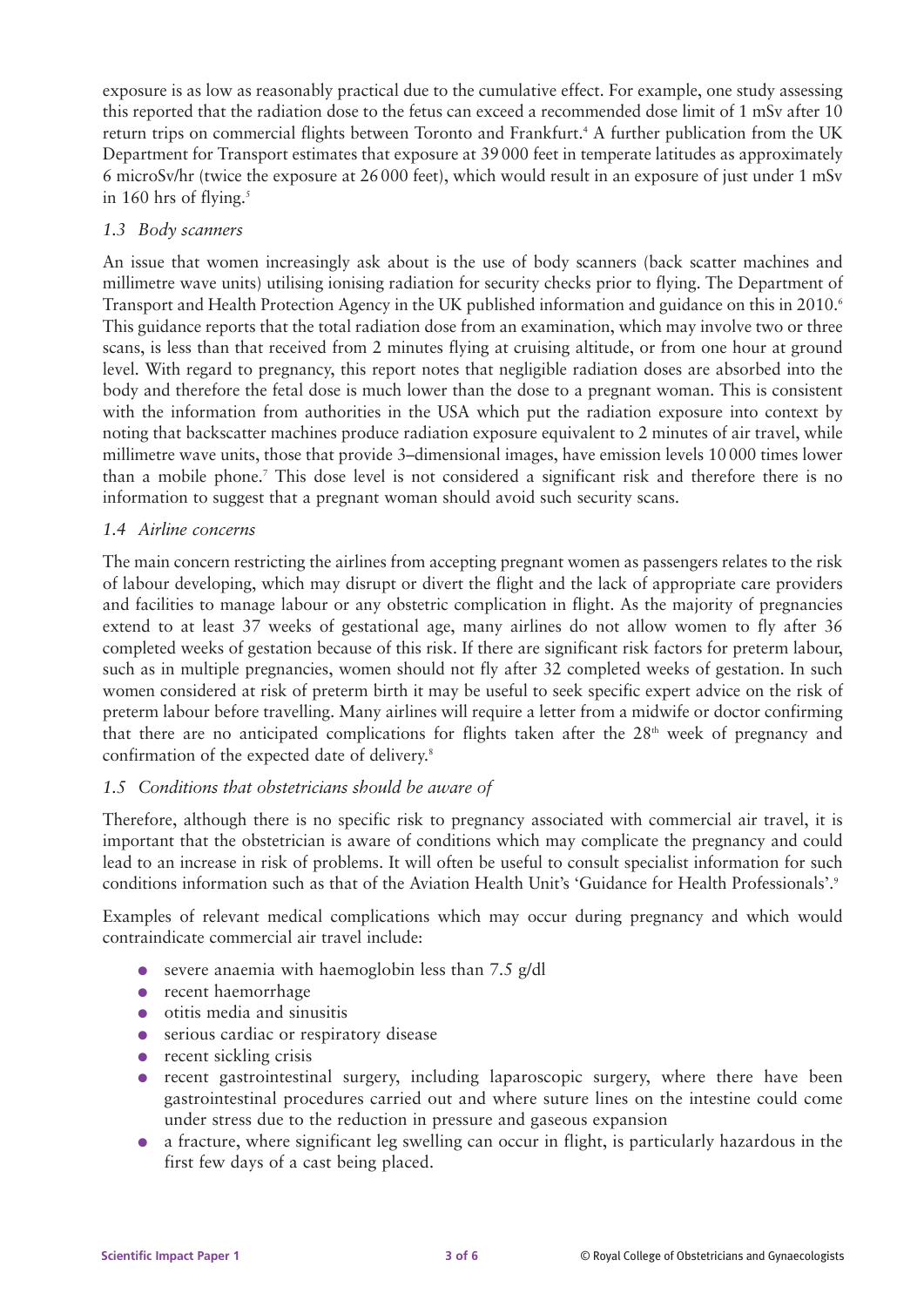exposure is as low as reasonably practical due to the cumulative effect. For example, one study assessing this reported that the radiation dose to the fetus can exceed a recommended dose limit of 1 mSv after 10 return trips on commercial flights between Toronto and Frankfurt.[4] A further publication from the UK Department for Transport estimates that exposure at 39 000 feet in temperate latitudes as approximately 6 microSv/hr (twice the exposure at 26 000 feet), which would result in an exposure of just under 1 mSv in 160 hrs of flying.[5]

### *1.3 Body scanners*

An issue that women increasingly ask about is the use of body scanners (back scatter machines and millimetre wave units) utilising ionising radiation for security checks prior to flying. The Department of Transport and Health Protection Agency in the UK published information and guidance on this in 2010.[6] This guidance reports that the total radiation dose from an examination, which may involve two or three scans, is less than that received from 2 minutes flying at cruising altitude, or from one hour at ground level. With regard to pregnancy, this report notes that negligible radiation doses are absorbed into the body and therefore the fetal dose is much lower than the dose to a pregnant woman. This is consistent with the information from authorities in the USA which put the radiation exposure into context by noting that backscatter machines produce radiation exposure equivalent to 2 minutes of air travel, while millimetre wave units, those that provide 3–dimensional images, have emission levels 10 000 times lower than a mobile phone.[7] This dose level is not considered a significant risk and therefore there is no information to suggest that a pregnant woman should avoid such security scans.

### *1.4 Airline concerns*

The main concern restricting the airlines from accepting pregnant women as passengers relates to the risk of labour developing, which may disrupt or divert the flight and the lack of appropriate care providers and facilities to manage labour or any obstetric complication in flight. As the majority of pregnancies extend to at least 37 weeks of gestational age, many airlines do not allow women to fly after 36 completed weeks of gestation because of this risk. If there are significant risk factors for preterm labour, such as in multiple pregnancies, women should not fly after 32 completed weeks of gestation. In such women considered at risk of preterm birth it may be useful to seek specific expert advice on the risk of preterm labour before travelling. Many airlines will require a letter from a midwife or doctor confirming that there are no anticipated complications for flights taken after the 28th week of pregnancy and confirmation of the expected date of delivery.[8]

### *1.5 Conditions that obstetricians should be aware of*

Therefore, although there is no specific risk to pregnancy associated with commercial air travel, it is important that the obstetrician is aware of conditions which may complicate the pregnancy and could lead to an increase in risk of problems. It will often be useful to consult specialist information for such conditions information such as that of the Aviation Health Unit's 'Guidance for Health Professionals'.[9]

Examples of relevant medical complications which may occur during pregnancy and which would contraindicate commercial air travel include:

- severe anaemia with haemoglobin less than 7.5 g/dl
- recent haemorrhage
- otitis media and sinusitis
- serious cardiac or respiratory disease
- recent sickling crisis
- recent gastrointestinal surgery, including laparoscopic surgery, where there have been gastrointestinal procedures carried out and where suture lines on the intestine could come under stress due to the reduction in pressure and gaseous expansion
- a fracture, where significant leg swelling can occur in flight, is particularly hazardous in the first few days of a cast being placed.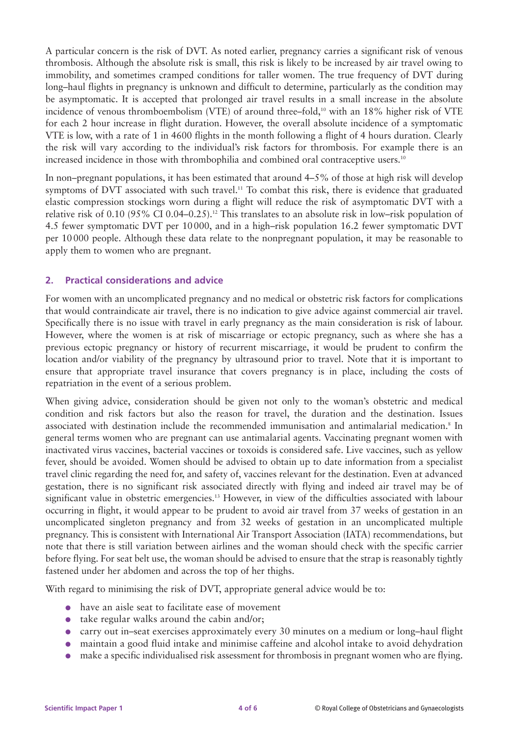A particular concern is the risk of DVT. As noted earlier, pregnancy carries a significant risk of venous thrombosis. Although the absolute risk is small, this risk is likely to be increased by air travel owing to immobility, and sometimes cramped conditions for taller women. The true frequency of DVT during long–haul flights in pregnancy is unknown and difficult to determine, particularly as the condition may be asymptomatic. It is accepted that prolonged air travel results in a small increase in the absolute incidence of venous thromboembolism (VTE) of around three–fold,[10] with an 18% higher risk of VTE for each 2 hour increase in flight duration. However, the overall absolute incidence of a symptomatic VTE is low, with a rate of 1 in 4600 flights in the month following a flight of 4 hours duration. Clearly the risk will vary according to the individual's risk factors for thrombosis. For example there is an increased incidence in those with thrombophilia and combined oral contraceptive users.[10]

In non–pregnant populations, it has been estimated that around 4–5% of those at high risk will develop symptoms of DVT associated with such travel.[11] To combat this risk, there is evidence that graduated elastic compression stockings worn during a flight will reduce the risk of asymptomatic DVT with a relative risk of 0.10 (95% CI 0.04–0.25).[12] This translates to an absolute risk in low–risk population of 4.5 fewer symptomatic DVT per 10 000, and in a high–risk population 16.2 fewer symptomatic DVT per 10 000 people. Although these data relate to the nonpregnant population, it may be reasonable to apply them to women who are pregnant.

## 2. Practical considerations and advice

For women with an uncomplicated pregnancy and no medical or obstetric risk factors for complications that would contraindicate air travel, there is no indication to give advice against commercial air travel. Specifically there is no issue with travel in early pregnancy as the main consideration is risk of labour. However, where the women is at risk of miscarriage or ectopic pregnancy, such as where she has a previous ectopic pregnancy or history of recurrent miscarriage, it would be prudent to confirm the location and/or viability of the pregnancy by ultrasound prior to travel. Note that it is important to ensure that appropriate travel insurance that covers pregnancy is in place, including the costs of repatriation in the event of a serious problem.

When giving advice, consideration should be given not only to the woman's obstetric and medical condition and risk factors but also the reason for travel, the duration and the destination. Issues associated with destination include the recommended immunisation and antimalarial medication.[8] In general terms women who are pregnant can use antimalarial agents. Vaccinating pregnant women with inactivated virus vaccines, bacterial vaccines or toxoids is considered safe. Live vaccines, such as yellow fever, should be avoided. Women should be advised to obtain up to date information from a specialist travel clinic regarding the need for, and safety of, vaccines relevant for the destination. Even at advanced gestation, there is no significant risk associated directly with flying and indeed air travel may be of significant value in obstetric emergencies.[13] However, in view of the difficulties associated with labour occurring in flight, it would appear to be prudent to avoid air travel from 37 weeks of gestation in an uncomplicated singleton pregnancy and from 32 weeks of gestation in an uncomplicated multiple pregnancy. This is consistent with International Air Transport Association (IATA) recommendations, but note that there is still variation between airlines and the woman should check with the specific carrier before flying. For seat belt use, the woman should be advised to ensure that the strap is reasonably tightly fastened under her abdomen and across the top of her thighs.

With regard to minimising the risk of DVT, appropriate general advice would be to:

- have an aisle seat to facilitate ease of movement
- take regular walks around the cabin and/or;
- carry out in–seat exercises approximately every 30 minutes on a medium or long–haul flight
- maintain a good fluid intake and minimise caffeine and alcohol intake to avoid dehydration
- make a specific individualised risk assessment for thrombosis in pregnant women who are flying.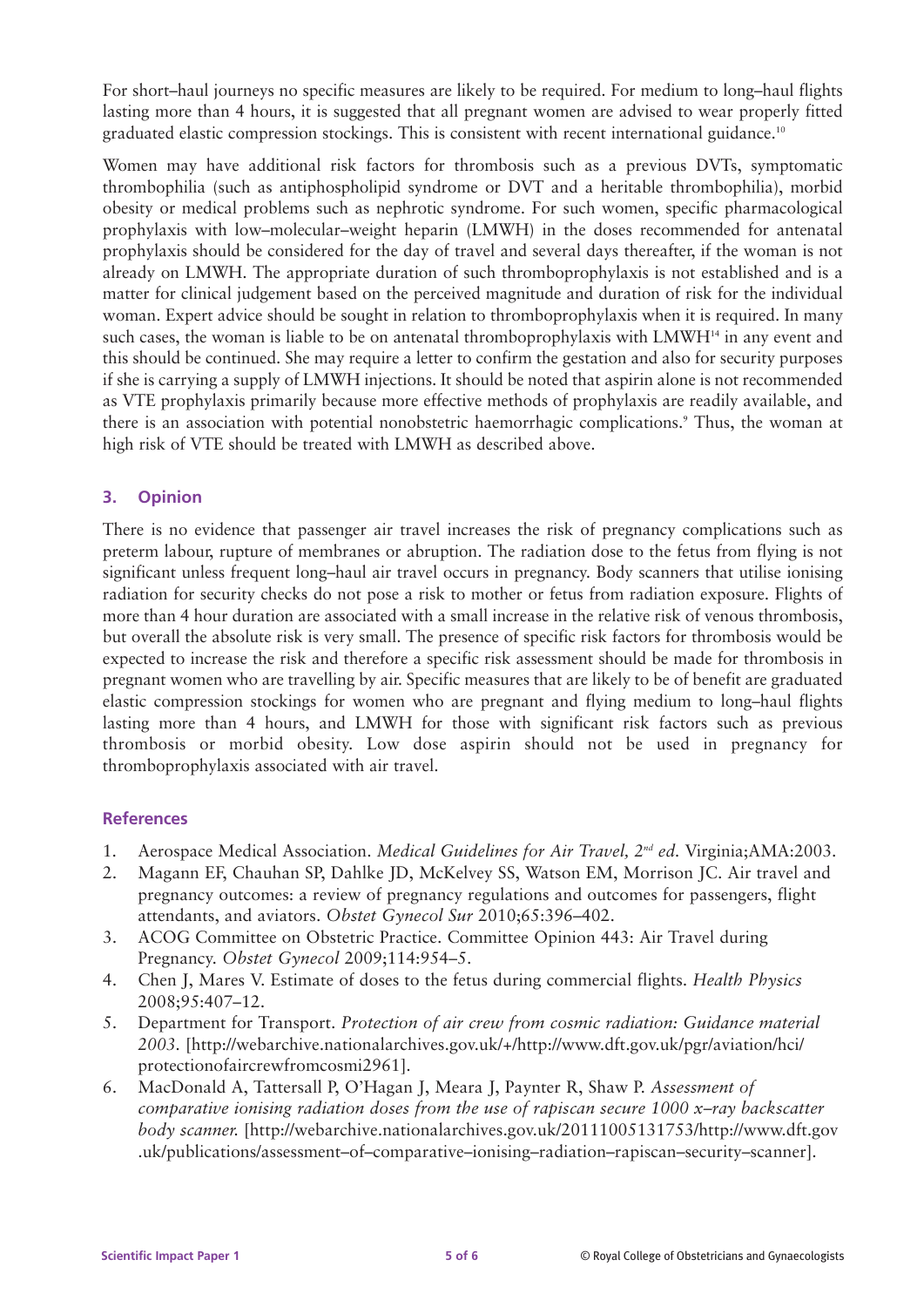For short–haul journeys no specific measures are likely to be required. For medium to long–haul flights lasting more than 4 hours, it is suggested that all pregnant women are advised to wear properly fitted graduated elastic compression stockings. This is consistent with recent international guidance.[10]

Women may have additional risk factors for thrombosis such as a previous DVTs, symptomatic thrombophilia (such as antiphospholipid syndrome or DVT and a heritable thrombophilia), morbid obesity or medical problems such as nephrotic syndrome. For such women, specific pharmacological prophylaxis with low–molecular–weight heparin (LMWH) in the doses recommended for antenatal prophylaxis should be considered for the day of travel and several days thereafter, if the woman is not already on LMWH. The appropriate duration of such thromboprophylaxis is not established and is a matter for clinical judgement based on the perceived magnitude and duration of risk for the individual woman. Expert advice should be sought in relation to thromboprophylaxis when it is required. In many such cases, the woman is liable to be on antenatal thromboprophylaxis with LMWH[14] in any event and this should be continued. She may require a letter to confirm the gestation and also for security purposes if she is carrying a supply of LMWH injections. It should be noted that aspirin alone is not recommended as VTE prophylaxis primarily because more effective methods of prophylaxis are readily available, and there is an association with potential nonobstetric haemorrhagic complications.[9] Thus, the woman at high risk of VTE should be treated with LMWH as described above.

## 3. Opinion

There is no evidence that passenger air travel increases the risk of pregnancy complications such as preterm labour, rupture of membranes or abruption. The radiation dose to the fetus from flying is not significant unless frequent long–haul air travel occurs in pregnancy. Body scanners that utilise ionising radiation for security checks do not pose a risk to mother or fetus from radiation exposure. Flights of more than 4 hour duration are associated with a small increase in the relative risk of venous thrombosis, but overall the absolute risk is very small. The presence of specific risk factors for thrombosis would be expected to increase the risk and therefore a specific risk assessment should be made for thrombosis in pregnant women who are travelling by air. Specific measures that are likely to be of benefit are graduated elastic compression stockings for women who are pregnant and flying medium to long–haul flights lasting more than 4 hours, and LMWH for those with significant risk factors such as previous thrombosis or morbid obesity. Low dose aspirin should not be used in pregnancy for thromboprophylaxis associated with air travel.

## References

1. Aerospace Medical Association. *Medical Guidelines for Air Travel, 2nd ed.* Virginia;AMA:2003.
2. Magann EF, Chauhan SP, Dahlke JD, McKelvey SS, Watson EM, Morrison JC. Air travel and pregnancy outcomes: a review of pregnancy regulations and outcomes for passengers, flight attendants, and aviators. *Obstet Gynecol Sur* 2010;65:396–402.
3. ACOG Committee on Obstetric Practice. Committee Opinion 443: Air Travel during Pregnancy. *Obstet Gynecol* 2009;114:954–5.
4. Chen J, Mares V. Estimate of doses to the fetus during commercial flights. *Health Physics* 2008;95:407–12.
5. Department for Transport. *Protection of air crew from cosmic radiation: Guidance material 2003.* [http://webarchive.nationalarchives.gov.uk/+/http://www.dft.gov.uk/pgr/aviation/hci/protectionofaircrewfromcosmi2961].
6. MacDonald A, Tattersall P, O'Hagan J, Meara J, Paynter R, Shaw P. *Assessment of comparative ionising radiation doses from the use of rapiscan secure 1000 x–ray backscatter body scanner.* [http://webarchive.nationalarchives.gov.uk/20111005131753/http://www.dft.gov.uk/publications/assessment–of–comparative–ionising–radiation–rapiscan–security–scanner].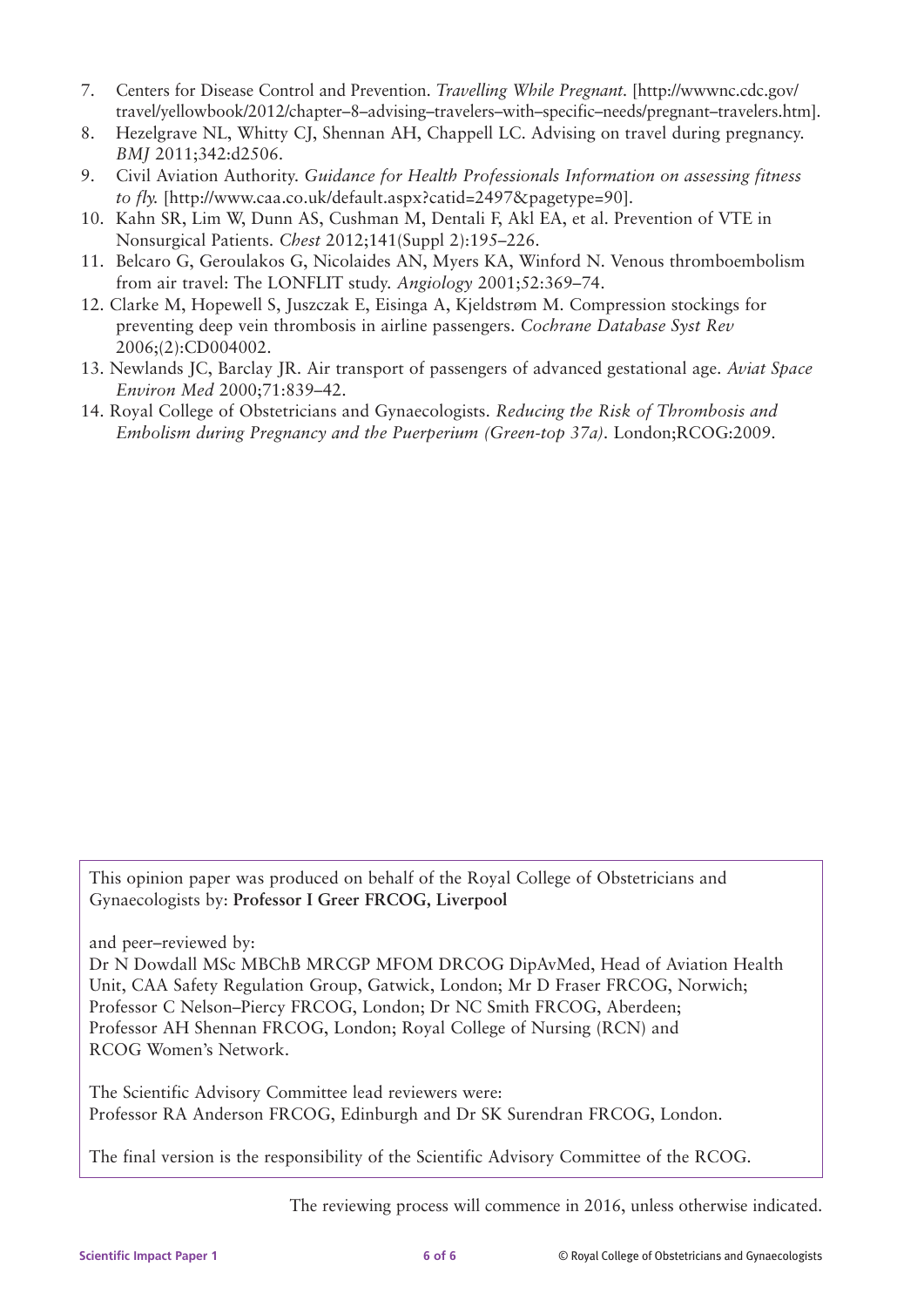7. Centers for Disease Control and Prevention. *Travelling While Pregnant.* [http://wwwnc.cdc.gov/travel/yellowbook/2012/chapter–8–advising–travelers–with–specific–needs/pregnant–travelers.htm].
8. Hezelgrave NL, Whitty CJ, Shennan AH, Chappell LC. Advising on travel during pregnancy. *BMJ* 2011;342:d2506.
9. Civil Aviation Authority. *Guidance for Health Professionals Information on assessing fitness to fly.* [http://www.caa.co.uk/default.aspx?catid=2497&pagetype=90].
10. Kahn SR, Lim W, Dunn AS, Cushman M, Dentali F, Akl EA, et al. Prevention of VTE in Nonsurgical Patients. *Chest* 2012;141(Suppl 2):195–226.
11. Belcaro G, Geroulakos G, Nicolaides AN, Myers KA, Winford N. Venous thromboembolism from air travel: The LONFLIT study. *Angiology* 2001;52:369–74.
12. Clarke M, Hopewell S, Juszczak E, Eisinga A, Kjeldstrøm M. Compression stockings for preventing deep vein thrombosis in airline passengers. *Cochrane Database Syst Rev* 2006;(2):CD004002.
13. Newlands JC, Barclay JR. Air transport of passengers of advanced gestational age. *Aviat Space Environ Med* 2000;71:839–42.
14. Royal College of Obstetricians and Gynaecologists. *Reducing the Risk of Thrombosis and Embolism during Pregnancy and the Puerperium (Green-top 37a).* London;RCOG:2009.

This opinion paper was produced on behalf of the Royal College of Obstetricians and Gynaecologists by: **Professor I Greer FRCOG, Liverpool**

and peer–reviewed by:
Dr N Dowdall MSc MBChB MRCGP MFOM DRCOG DipAvMed, Head of Aviation Health Unit, CAA Safety Regulation Group, Gatwick, London; Mr D Fraser FRCOG, Norwich; Professor C Nelson–Piercy FRCOG, London; Dr NC Smith FRCOG, Aberdeen; Professor AH Shennan FRCOG, London; Royal College of Nursing (RCN) and RCOG Women's Network.

The Scientific Advisory Committee lead reviewers were:
Professor RA Anderson FRCOG, Edinburgh and Dr SK Surendran FRCOG, London.

The final version is the responsibility of the Scientific Advisory Committee of the RCOG.

The reviewing process will commence in 2016, unless otherwise indicated.